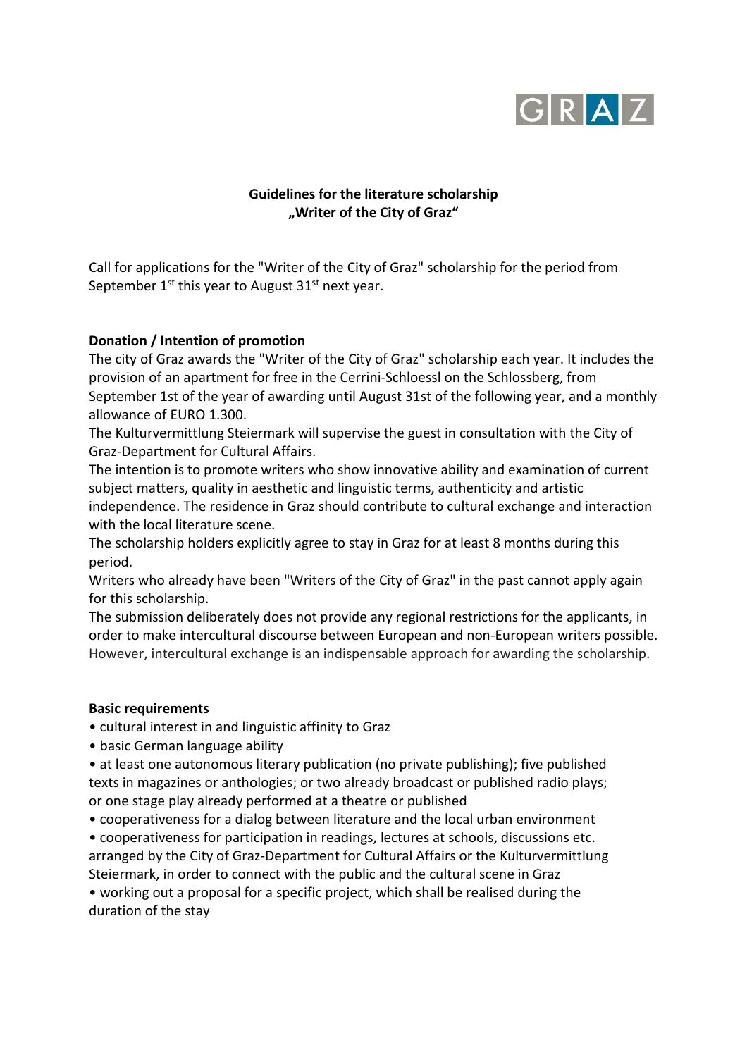GRAZ

# Guidelines for the literature scholarship „Writer of the City of Graz“

Call for applications for the "Writer of the City of Graz" scholarship for the period from September 1st this year to August 31st next year.

## Donation / Intention of promotion

The city of Graz awards the "Writer of the City of Graz" scholarship each year. It includes the provision of an apartment for free in the Cerrini-Schloessl on the Schlossberg, from September 1st of the year of awarding until August 31st of the following year, and a monthly allowance of EURO 1.300.

The Kulturvermittlung Steiermark will supervise the guest in consultation with the City of Graz-Department for Cultural Affairs.

The intention is to promote writers who show innovative ability and examination of current subject matters, quality in aesthetic and linguistic terms, authenticity and artistic independence. The residence in Graz should contribute to cultural exchange and interaction with the local literature scene.

The scholarship holders explicitly agree to stay in Graz for at least 8 months during this period.

Writers who already have been "Writers of the City of Graz" in the past cannot apply again for this scholarship.

The submission deliberately does not provide any regional restrictions for the applicants, in order to make intercultural discourse between European and non-European writers possible. However, intercultural exchange is an indispensable approach for awarding the scholarship.

## Basic requirements

- cultural interest in and linguistic affinity to Graz
- basic German language ability
- at least one autonomous literary publication (no private publishing); five published texts in magazines or anthologies; or two already broadcast or published radio plays; or one stage play already performed at a theatre or published
- cooperativeness for a dialog between literature and the local urban environment
- cooperativeness for participation in readings, lectures at schools, discussions etc. arranged by the City of Graz-Department for Cultural Affairs or the Kulturvermittlung Steiermark, in order to connect with the public and the cultural scene in Graz
- working out a proposal for a specific project, which shall be realised during the duration of the stay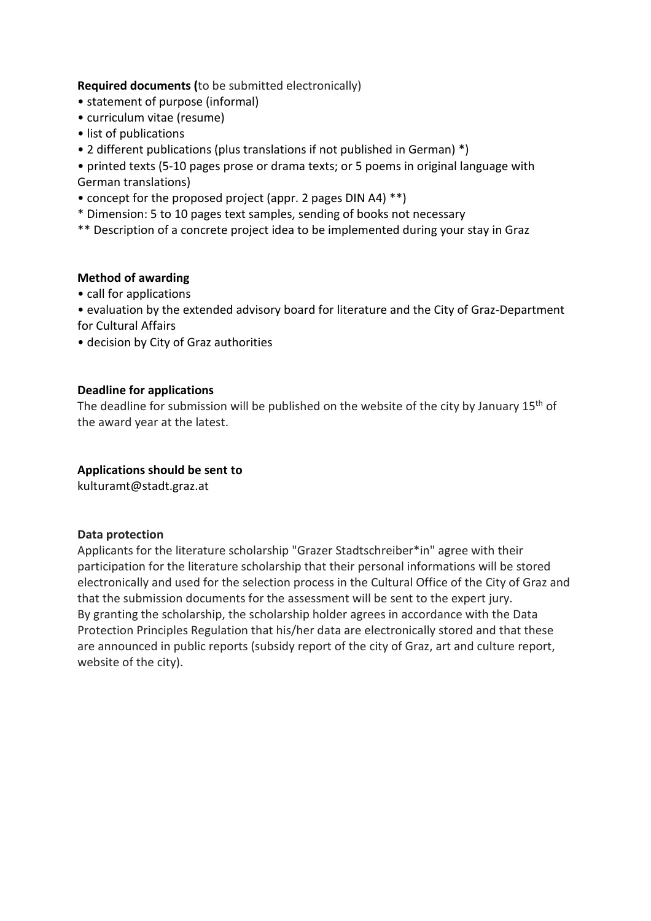**Required documents (**to be submitted electronically)

- statement of purpose (informal)
- curriculum vitae (resume)
- list of publications
- 2 different publications (plus translations if not published in German) *)
- printed texts (5-10 pages prose or drama texts; or 5 poems in original language with German translations)
- concept for the proposed project (appr. 2 pages DIN A4) **)

* Dimension: 5 to 10 pages text samples, sending of books not necessary

** Description of a concrete project idea to be implemented during your stay in Graz

**Method of awarding**

- call for applications
- evaluation by the extended advisory board for literature and the City of Graz-Department for Cultural Affairs
- decision by City of Graz authorities

**Deadline for applications**

The deadline for submission will be published on the website of the city by January 15th of the award year at the latest.

**Applications should be sent to**

kulturamt@stadt.graz.at

**Data protection**

Applicants for the literature scholarship "Grazer Stadtschreiber*in" agree with their participation for the literature scholarship that their personal informations will be stored electronically and used for the selection process in the Cultural Office of the City of Graz and that the submission documents for the assessment will be sent to the expert jury.
By granting the scholarship, the scholarship holder agrees in accordance with the Data Protection Principles Regulation that his/her data are electronically stored and that these are announced in public reports (subsidy report of the city of Graz, art and culture report, website of the city).